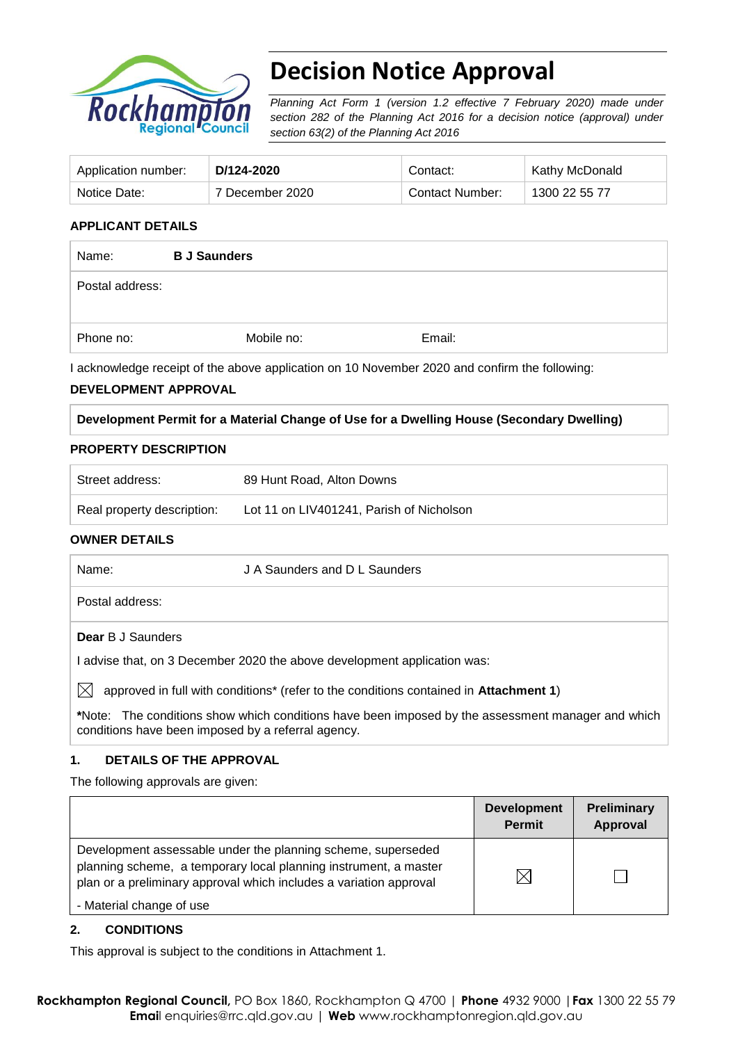# Decision Notice Approval

*Planning Act Form 1 (version 1.2 effective 7 February 2020) made under section 282 of the Planning Act 2016 for a decision notice (approval) under section 63(2) of the Planning Act 2016*

| Application number: | **D/124-2020** | Contact: | Kathy McDonald |
|---|---|---|---|
| Notice Date: | 7 December 2020 | Contact Number: | 1300 22 55 77 |

**APPLICANT DETAILS**

| Name: | **B J Saunders** | |
|---|---|---|
| Postal address: | | |
| Phone no: | Mobile no: | Email: |

I acknowledge receipt of the above application on 10 November 2020 and confirm the following:

**DEVELOPMENT APPROVAL**

| **Development Permit for a Material Change of Use for a Dwelling House (Secondary Dwelling)** |
|---|

**PROPERTY DESCRIPTION**

| Street address: | 89 Hunt Road, Alton Downs |
|---|---|
| Real property description: | Lot 11 on LIV401241, Parish of Nicholson |

**OWNER DETAILS**

| Name: | J A Saunders and D L Saunders |
|---|---|
| Postal address: | |

**Dear** B J Saunders

I advise that, on 3 December 2020 the above development application was:

☒ approved in full with conditions* (refer to the conditions contained in **Attachment 1**)

***Note:** The conditions show which conditions have been imposed by the assessment manager and which conditions have been imposed by a referral agency.

**1. DETAILS OF THE APPROVAL**

The following approvals are given:

| | Development Permit | Preliminary Approval |
|---|---|---|
| Development assessable under the planning scheme, superseded planning scheme, a temporary local planning instrument, a master plan or a preliminary approval which includes a variation approval<br>- Material change of use | ☒ | ☐ |

**2. CONDITIONS**

This approval is subject to the conditions in Attachment 1.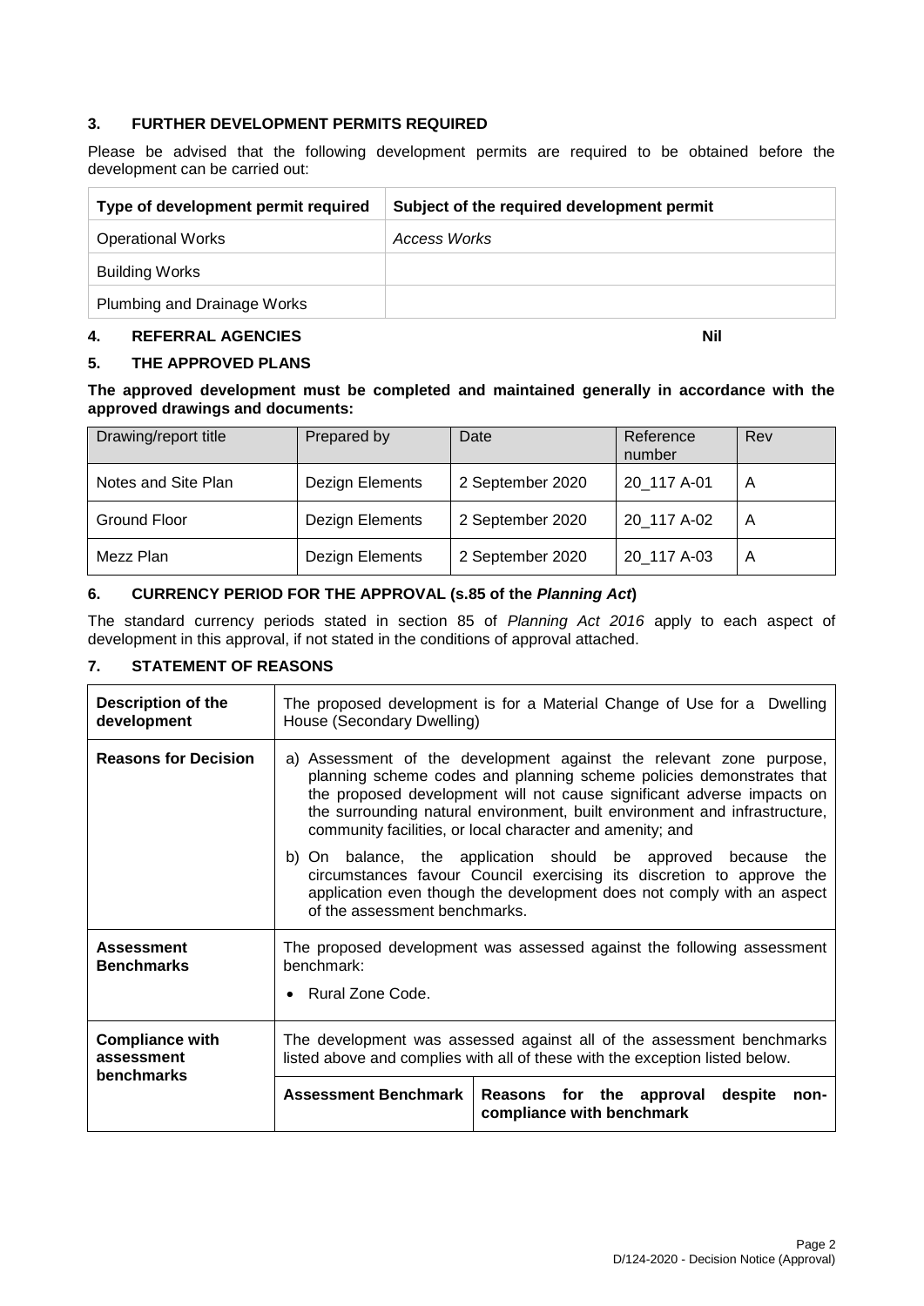## 3. FURTHER DEVELOPMENT PERMITS REQUIRED

Please be advised that the following development permits are required to be obtained before the development can be carried out:

| Type of development permit required | Subject of the required development permit |
|---|---|
| Operational Works | *Access Works* |
| Building Works | |
| Plumbing and Drainage Works | |

## 4. REFERRAL AGENCIES **Nil**

## 5. THE APPROVED PLANS

**The approved development must be completed and maintained generally in accordance with the approved drawings and documents:**

| Drawing/report title | Prepared by | Date | Reference number | Rev |
|---|---|---|---|---|
| Notes and Site Plan | Dezign Elements | 2 September 2020 | 20_117 A-01 | A |
| Ground Floor | Dezign Elements | 2 September 2020 | 20_117 A-02 | A |
| Mezz Plan | Dezign Elements | 2 September 2020 | 20_117 A-03 | A |

## 6. CURRENCY PERIOD FOR THE APPROVAL (s.85 of the *Planning Act*)

The standard currency periods stated in section 85 of *Planning Act 2016* apply to each aspect of development in this approval, if not stated in the conditions of approval attached.

## 7. STATEMENT OF REASONS

| | | |
|---|---|---|
| **Description of the development** | The proposed development is for a Material Change of Use for a Dwelling House (Secondary Dwelling) | |
| **Reasons for Decision** | a) Assessment of the development against the relevant zone purpose, planning scheme codes and planning scheme policies demonstrates that the proposed development will not cause significant adverse impacts on the surrounding natural environment, built environment and infrastructure, community facilities, or local character and amenity; and<br><br>b) On balance, the application should be approved because the circumstances favour Council exercising its discretion to approve the application even though the development does not comply with an aspect of the assessment benchmarks. | |
| **Assessment Benchmarks** | The proposed development was assessed against the following assessment benchmark:<br><br>• Rural Zone Code. | |
| **Compliance with assessment benchmarks** | The development was assessed against all of the assessment benchmarks listed above and complies with all of these with the exception listed below. | |
| | **Assessment Benchmark** | **Reasons for the approval despite non-compliance with benchmark** |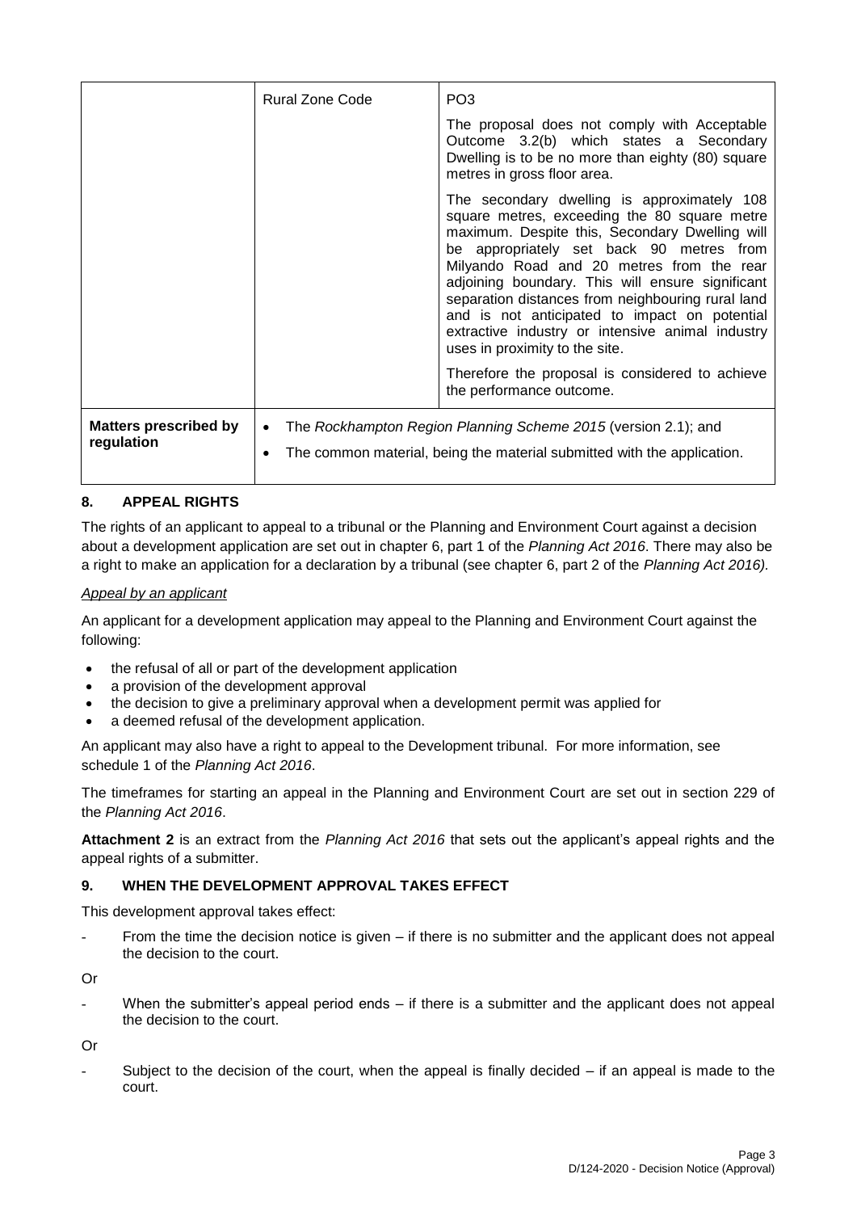|  | Rural Zone Code | PO3<br><br>The proposal does not comply with Acceptable Outcome 3.2(b) which states a Secondary Dwelling is to be no more than eighty (80) square metres in gross floor area.<br><br>The secondary dwelling is approximately 108 square metres, exceeding the 80 square metre maximum. Despite this, Secondary Dwelling will be appropriately set back 90 metres from Milyando Road and 20 metres from the rear adjoining boundary. This will ensure significant separation distances from neighbouring rural land and is not anticipated to impact on potential extractive industry or intensive animal industry uses in proximity to the site.<br><br>Therefore the proposal is considered to achieve the performance outcome. |
|---|---|---|
| **Matters prescribed by regulation** | • The *Rockhampton Region Planning Scheme 2015* (version 2.1); and<br>• The common material, being the material submitted with the application. | |

## 8. APPEAL RIGHTS

The rights of an applicant to appeal to a tribunal or the Planning and Environment Court against a decision about a development application are set out in chapter 6, part 1 of the *Planning Act 2016*. There may also be a right to make an application for a declaration by a tribunal (see chapter 6, part 2 of the *Planning Act 2016).*

*Appeal by an applicant*

An applicant for a development application may appeal to the Planning and Environment Court against the following:

- the refusal of all or part of the development application
- a provision of the development approval
- the decision to give a preliminary approval when a development permit was applied for
- a deemed refusal of the development application.

An applicant may also have a right to appeal to the Development tribunal. For more information, see schedule 1 of the *Planning Act 2016*.

The timeframes for starting an appeal in the Planning and Environment Court are set out in section 229 of the *Planning Act 2016*.

**Attachment 2** is an extract from the *Planning Act 2016* that sets out the applicant's appeal rights and the appeal rights of a submitter.

## 9. WHEN THE DEVELOPMENT APPROVAL TAKES EFFECT

This development approval takes effect:

- From the time the decision notice is given – if there is no submitter and the applicant does not appeal the decision to the court.

Or

- When the submitter's appeal period ends – if there is a submitter and the applicant does not appeal the decision to the court.

Or

- Subject to the decision of the court, when the appeal is finally decided – if an appeal is made to the court.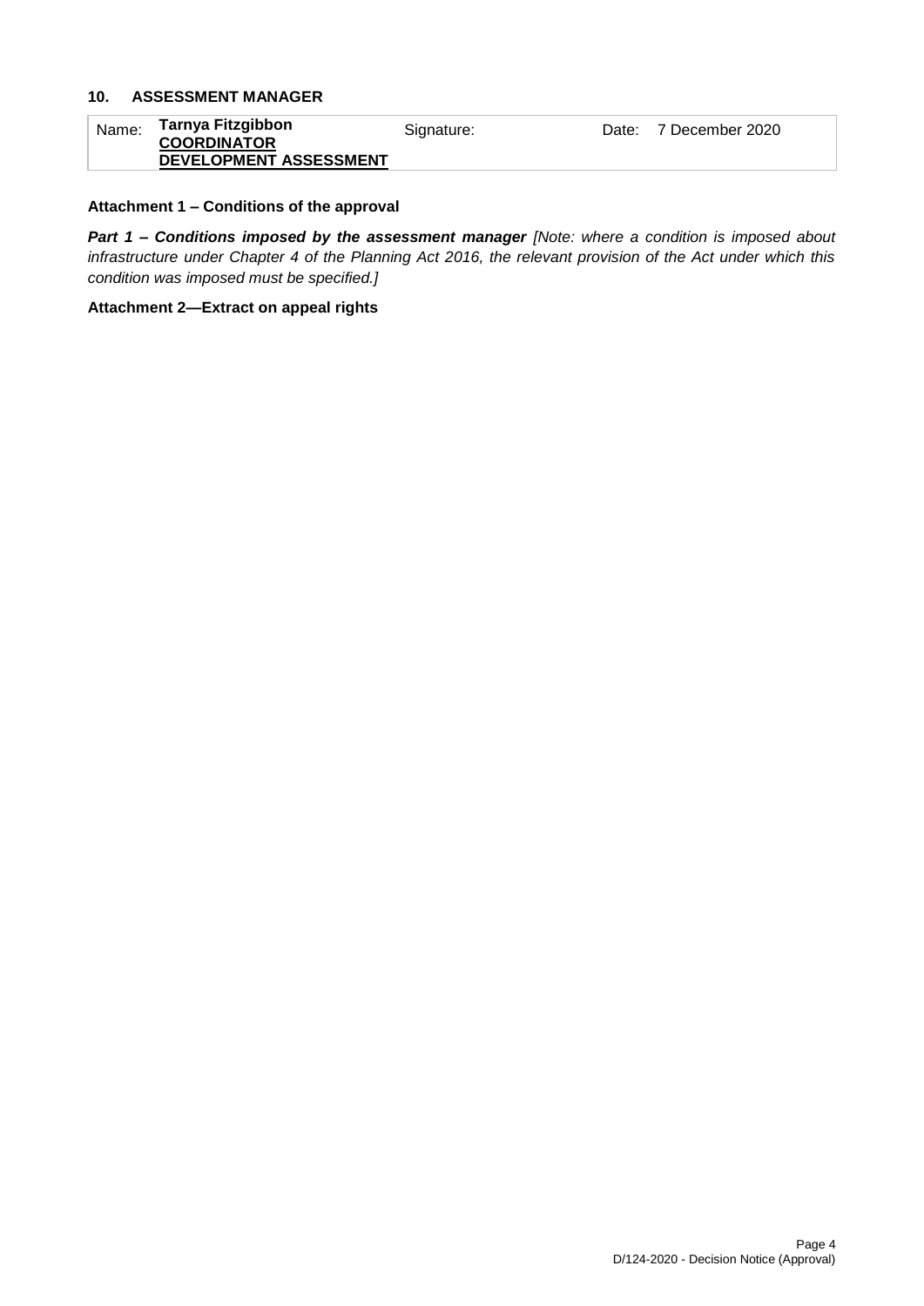## 10. ASSESSMENT MANAGER

| Name: | **Tarnya Fitzgibbon** **COORDINATOR** **DEVELOPMENT ASSESSMENT** | Signature: | | Date: | 7 December 2020 |
|---|---|---|---|---|---|

**Attachment 1 – Conditions of the approval**

***Part 1 – Conditions imposed by the assessment manager*** *[Note: where a condition is imposed about infrastructure under Chapter 4 of the Planning Act 2016, the relevant provision of the Act under which this condition was imposed must be specified.]*

**Attachment 2—Extract on appeal rights**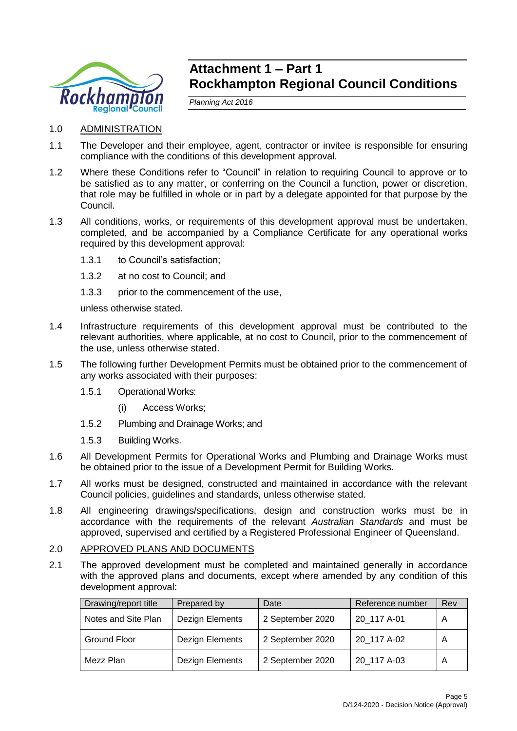# Attachment 1 – Part 1
# Rockhampton Regional Council Conditions

*Planning Act 2016*

1.0 ADMINISTRATION

1.1 The Developer and their employee, agent, contractor or invitee is responsible for ensuring compliance with the conditions of this development approval.

1.2 Where these Conditions refer to "Council" in relation to requiring Council to approve or to be satisfied as to any matter, or conferring on the Council a function, power or discretion, that role may be fulfilled in whole or in part by a delegate appointed for that purpose by the Council.

1.3 All conditions, works, or requirements of this development approval must be undertaken, completed, and be accompanied by a Compliance Certificate for any operational works required by this development approval:

1.3.1 to Council's satisfaction;

1.3.2 at no cost to Council; and

1.3.3 prior to the commencement of the use,

unless otherwise stated.

1.4 Infrastructure requirements of this development approval must be contributed to the relevant authorities, where applicable, at no cost to Council, prior to the commencement of the use, unless otherwise stated.

1.5 The following further Development Permits must be obtained prior to the commencement of any works associated with their purposes:

1.5.1 Operational Works:

(i) Access Works;

1.5.2 Plumbing and Drainage Works; and

1.5.3 Building Works.

1.6 All Development Permits for Operational Works and Plumbing and Drainage Works must be obtained prior to the issue of a Development Permit for Building Works.

1.7 All works must be designed, constructed and maintained in accordance with the relevant Council policies, guidelines and standards, unless otherwise stated.

1.8 All engineering drawings/specifications, design and construction works must be in accordance with the requirements of the relevant *Australian Standards* and must be approved, supervised and certified by a Registered Professional Engineer of Queensland.

2.0 APPROVED PLANS AND DOCUMENTS

2.1 The approved development must be completed and maintained generally in accordance with the approved plans and documents, except where amended by any condition of this development approval:

| Drawing/report title | Prepared by | Date | Reference number | Rev |
|---|---|---|---|---|
| Notes and Site Plan | Dezign Elements | 2 September 2020 | 20_117 A-01 | A |
| Ground Floor | Dezign Elements | 2 September 2020 | 20_117 A-02 | A |
| Mezz Plan | Dezign Elements | 2 September 2020 | 20_117 A-03 | A |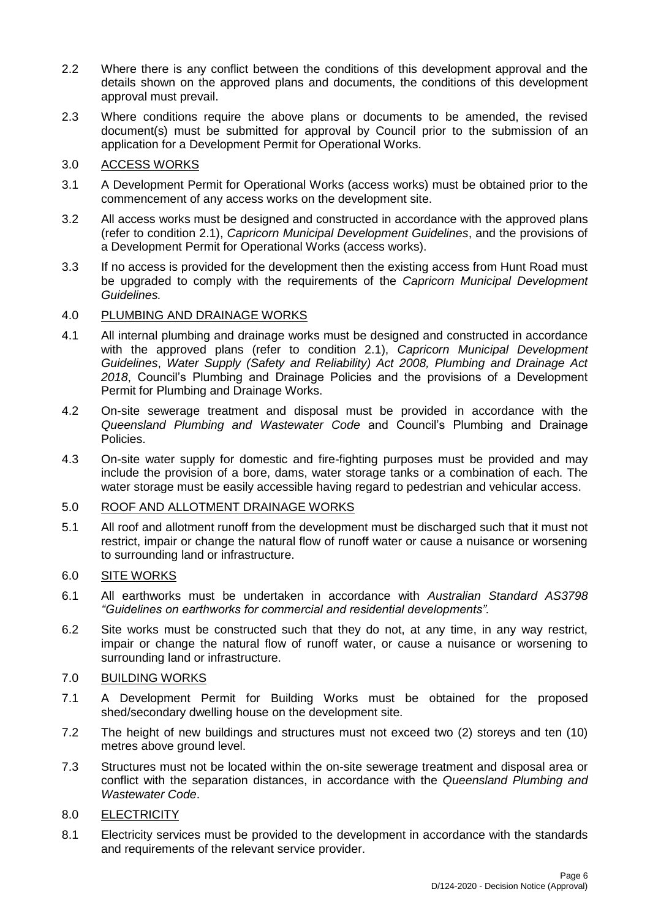2.2 Where there is any conflict between the conditions of this development approval and the details shown on the approved plans and documents, the conditions of this development approval must prevail.

2.3 Where conditions require the above plans or documents to be amended, the revised document(s) must be submitted for approval by Council prior to the submission of an application for a Development Permit for Operational Works.

3.0 <u>ACCESS WORKS</u>

3.1 A Development Permit for Operational Works (access works) must be obtained prior to the commencement of any access works on the development site.

3.2 All access works must be designed and constructed in accordance with the approved plans (refer to condition 2.1), *Capricorn Municipal Development Guidelines*, and the provisions of a Development Permit for Operational Works (access works).

3.3 If no access is provided for the development then the existing access from Hunt Road must be upgraded to comply with the requirements of the *Capricorn Municipal Development Guidelines.*

4.0 <u>PLUMBING AND DRAINAGE WORKS</u>

4.1 All internal plumbing and drainage works must be designed and constructed in accordance with the approved plans (refer to condition 2.1), *Capricorn Municipal Development Guidelines*, *Water Supply (Safety and Reliability) Act 2008, Plumbing and Drainage Act 2018*, Council's Plumbing and Drainage Policies and the provisions of a Development Permit for Plumbing and Drainage Works.

4.2 On-site sewerage treatment and disposal must be provided in accordance with the *Queensland Plumbing and Wastewater Code* and Council's Plumbing and Drainage Policies.

4.3 On-site water supply for domestic and fire-fighting purposes must be provided and may include the provision of a bore, dams, water storage tanks or a combination of each. The water storage must be easily accessible having regard to pedestrian and vehicular access.

5.0 <u>ROOF AND ALLOTMENT DRAINAGE WORKS</u>

5.1 All roof and allotment runoff from the development must be discharged such that it must not restrict, impair or change the natural flow of runoff water or cause a nuisance or worsening to surrounding land or infrastructure.

6.0 <u>SITE WORKS</u>

6.1 All earthworks must be undertaken in accordance with *Australian Standard AS3798 "Guidelines on earthworks for commercial and residential developments".*

6.2 Site works must be constructed such that they do not, at any time, in any way restrict, impair or change the natural flow of runoff water, or cause a nuisance or worsening to surrounding land or infrastructure.

7.0 <u>BUILDING WORKS</u>

7.1 A Development Permit for Building Works must be obtained for the proposed shed/secondary dwelling house on the development site.

7.2 The height of new buildings and structures must not exceed two (2) storeys and ten (10) metres above ground level.

7.3 Structures must not be located within the on-site sewerage treatment and disposal area or conflict with the separation distances, in accordance with the *Queensland Plumbing and Wastewater Code*.

8.0 <u>ELECTRICITY</u>

8.1 Electricity services must be provided to the development in accordance with the standards and requirements of the relevant service provider.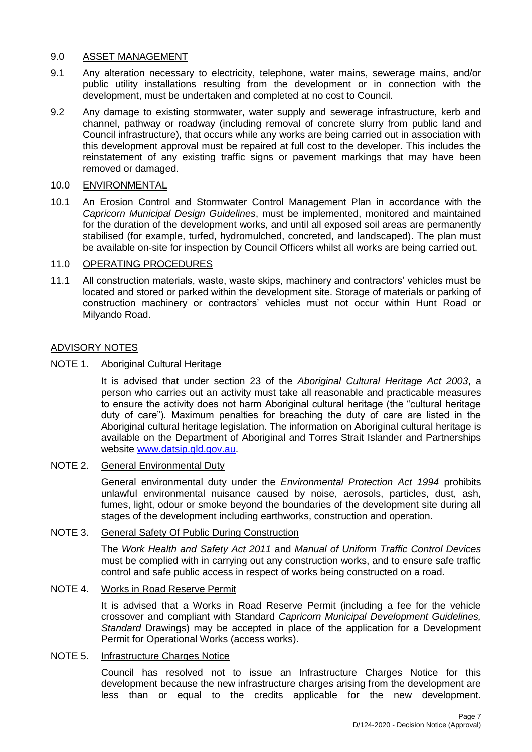## 9.0 ASSET MANAGEMENT

9.1 Any alteration necessary to electricity, telephone, water mains, sewerage mains, and/or public utility installations resulting from the development or in connection with the development, must be undertaken and completed at no cost to Council.

9.2 Any damage to existing stormwater, water supply and sewerage infrastructure, kerb and channel, pathway or roadway (including removal of concrete slurry from public land and Council infrastructure), that occurs while any works are being carried out in association with this development approval must be repaired at full cost to the developer. This includes the reinstatement of any existing traffic signs or pavement markings that may have been removed or damaged.

## 10.0 ENVIRONMENTAL

10.1 An Erosion Control and Stormwater Control Management Plan in accordance with the *Capricorn Municipal Design Guidelines*, must be implemented, monitored and maintained for the duration of the development works, and until all exposed soil areas are permanently stabilised (for example, turfed, hydromulched, concreted, and landscaped). The plan must be available on-site for inspection by Council Officers whilst all works are being carried out.

## 11.0 OPERATING PROCEDURES

11.1 All construction materials, waste, waste skips, machinery and contractors' vehicles must be located and stored or parked within the development site. Storage of materials or parking of construction machinery or contractors' vehicles must not occur within Hunt Road or Milyando Road.

## ADVISORY NOTES

### NOTE 1. Aboriginal Cultural Heritage

It is advised that under section 23 of the *Aboriginal Cultural Heritage Act 2003*, a person who carries out an activity must take all reasonable and practicable measures to ensure the activity does not harm Aboriginal cultural heritage (the "cultural heritage duty of care"). Maximum penalties for breaching the duty of care are listed in the Aboriginal cultural heritage legislation. The information on Aboriginal cultural heritage is available on the Department of Aboriginal and Torres Strait Islander and Partnerships website www.datsip.qld.gov.au.

### NOTE 2. General Environmental Duty

General environmental duty under the *Environmental Protection Act 1994* prohibits unlawful environmental nuisance caused by noise, aerosols, particles, dust, ash, fumes, light, odour or smoke beyond the boundaries of the development site during all stages of the development including earthworks, construction and operation.

### NOTE 3. General Safety Of Public During Construction

The *Work Health and Safety Act 2011* and *Manual of Uniform Traffic Control Devices* must be complied with in carrying out any construction works, and to ensure safe traffic control and safe public access in respect of works being constructed on a road.

### NOTE 4. Works in Road Reserve Permit

It is advised that a Works in Road Reserve Permit (including a fee for the vehicle crossover and compliant with Standard *Capricorn Municipal Development Guidelines, Standard* Drawings) may be accepted in place of the application for a Development Permit for Operational Works (access works).

### NOTE 5. Infrastructure Charges Notice

Council has resolved not to issue an Infrastructure Charges Notice for this development because the new infrastructure charges arising from the development are less than or equal to the credits applicable for the new development.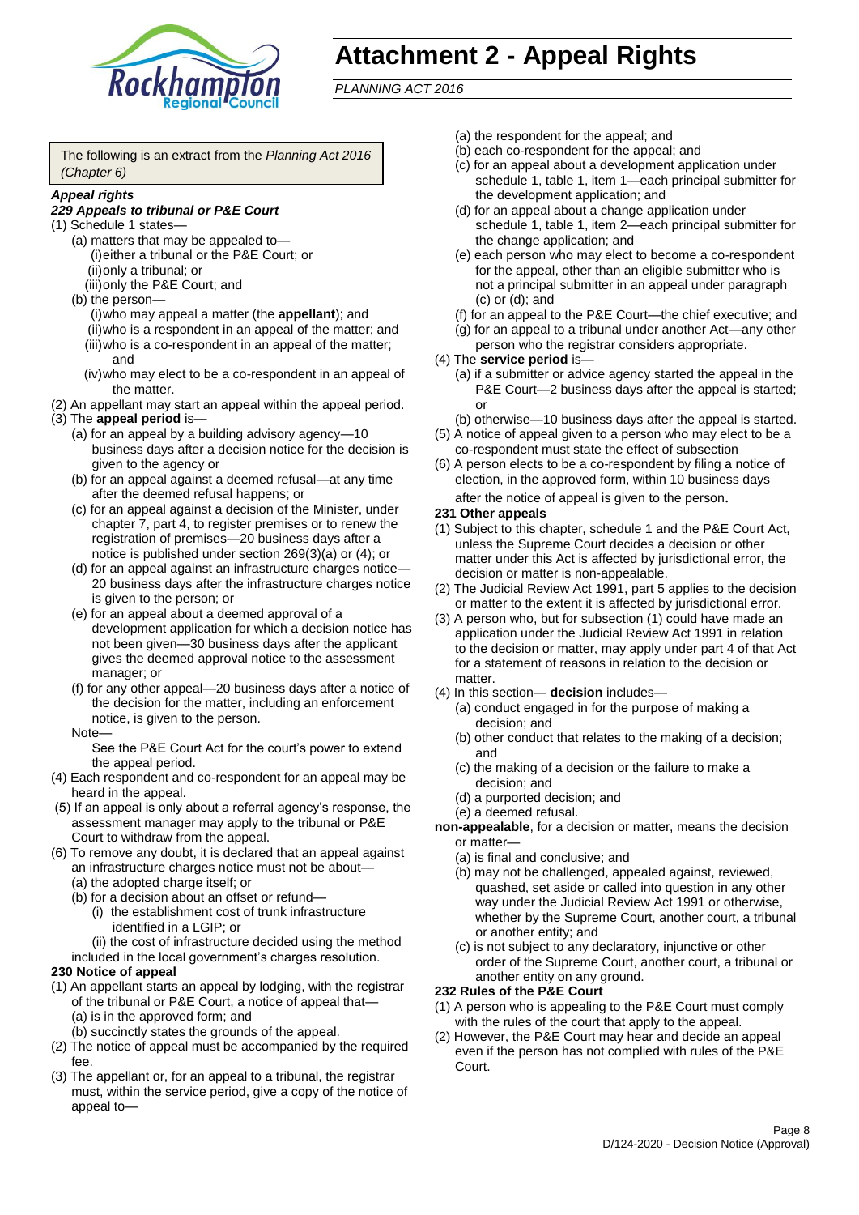# Attachment 2 - Appeal Rights

*PLANNING ACT 2016*

The following is an extract from the *Planning Act 2016 (Chapter 6)*

***Appeal rights***

***229 Appeals to tribunal or P&E Court***

(1) Schedule 1 states—
- (a) matters that may be appealed to—
  - (i) either a tribunal or the P&E Court; or
  - (ii) only a tribunal; or
  - (iii) only the P&E Court; and
- (b) the person—
  - (i) who may appeal a matter (the **appellant**); and
  - (ii) who is a respondent in an appeal of the matter; and
  - (iii) who is a co-respondent in an appeal of the matter; and
  - (iv) who may elect to be a co-respondent in an appeal of the matter.

(2) An appellant may start an appeal within the appeal period.

(3) The **appeal period** is—
- (a) for an appeal by a building advisory agency—10 business days after a decision notice for the decision is given to the agency or
- (b) for an appeal against a deemed refusal—at any time after the deemed refusal happens; or
- (c) for an appeal against a decision of the Minister, under chapter 7, part 4, to register premises or to renew the registration of premises—20 business days after a notice is published under section 269(3)(a) or (4); or
- (d) for an appeal against an infrastructure charges notice—20 business days after the infrastructure charges notice is given to the person; or
- (e) for an appeal about a deemed approval of a development application for which a decision notice has not been given—30 business days after the applicant gives the deemed approval notice to the assessment manager; or
- (f) for any other appeal—20 business days after a notice of the decision for the matter, including an enforcement notice, is given to the person.

Note—

See the P&E Court Act for the court's power to extend the appeal period.

(4) Each respondent and co-respondent for an appeal may be heard in the appeal.

(5) If an appeal is only about a referral agency's response, the assessment manager may apply to the tribunal or P&E Court to withdraw from the appeal.

(6) To remove any doubt, it is declared that an appeal against an infrastructure charges notice must not be about—
- (a) the adopted charge itself; or
- (b) for a decision about an offset or refund—
  - (i) the establishment cost of trunk infrastructure identified in a LGIP; or
  - (ii) the cost of infrastructure decided using the method included in the local government's charges resolution.

**230 Notice of appeal**

(1) An appellant starts an appeal by lodging, with the registrar of the tribunal or P&E Court, a notice of appeal that—
- (a) is in the approved form; and
- (b) succinctly states the grounds of the appeal.

(2) The notice of appeal must be accompanied by the required fee.

(3) The appellant or, for an appeal to a tribunal, the registrar must, within the service period, give a copy of the notice of appeal to—
- (a) the respondent for the appeal; and
- (b) each co-respondent for the appeal; and
- (c) for an appeal about a development application under schedule 1, table 1, item 1—each principal submitter for the development application; and
- (d) for an appeal about a change application under schedule 1, table 1, item 2—each principal submitter for the change application; and
- (e) each person who may elect to become a co-respondent for the appeal, other than an eligible submitter who is not a principal submitter in an appeal under paragraph (c) or (d); and
- (f) for an appeal to the P&E Court—the chief executive; and
- (g) for an appeal to a tribunal under another Act—any other person who the registrar considers appropriate.

(4) The **service period** is—
- (a) if a submitter or advice agency started the appeal in the P&E Court—2 business days after the appeal is started; or
- (b) otherwise—10 business days after the appeal is started.

(5) A notice of appeal given to a person who may elect to be a co-respondent must state the effect of subsection

(6) A person elects to be a co-respondent by filing a notice of election, in the approved form, within 10 business days after the notice of appeal is given to the person.

**231 Other appeals**

(1) Subject to this chapter, schedule 1 and the P&E Court Act, unless the Supreme Court decides a decision or other matter under this Act is affected by jurisdictional error, the decision or matter is non-appealable.

(2) The Judicial Review Act 1991, part 5 applies to the decision or matter to the extent it is affected by jurisdictional error.

(3) A person who, but for subsection (1) could have made an application under the Judicial Review Act 1991 in relation to the decision or matter, may apply under part 4 of that Act for a statement of reasons in relation to the decision or matter.

(4) In this section— **decision** includes—
- (a) conduct engaged in for the purpose of making a decision; and
- (b) other conduct that relates to the making of a decision; and
- (c) the making of a decision or the failure to make a decision; and
- (d) a purported decision; and
- (e) a deemed refusal.

**non-appealable**, for a decision or matter, means the decision or matter—
- (a) is final and conclusive; and
- (b) may not be challenged, appealed against, reviewed, quashed, set aside or called into question in any other way under the Judicial Review Act 1991 or otherwise, whether by the Supreme Court, another court, a tribunal or another entity; and
- (c) is not subject to any declaratory, injunctive or other order of the Supreme Court, another court, a tribunal or another entity on any ground.

**232 Rules of the P&E Court**

(1) A person who is appealing to the P&E Court must comply with the rules of the court that apply to the appeal.

(2) However, the P&E Court may hear and decide an appeal even if the person has not complied with rules of the P&E Court.

D/124-2020 - Decision Notice (Approval)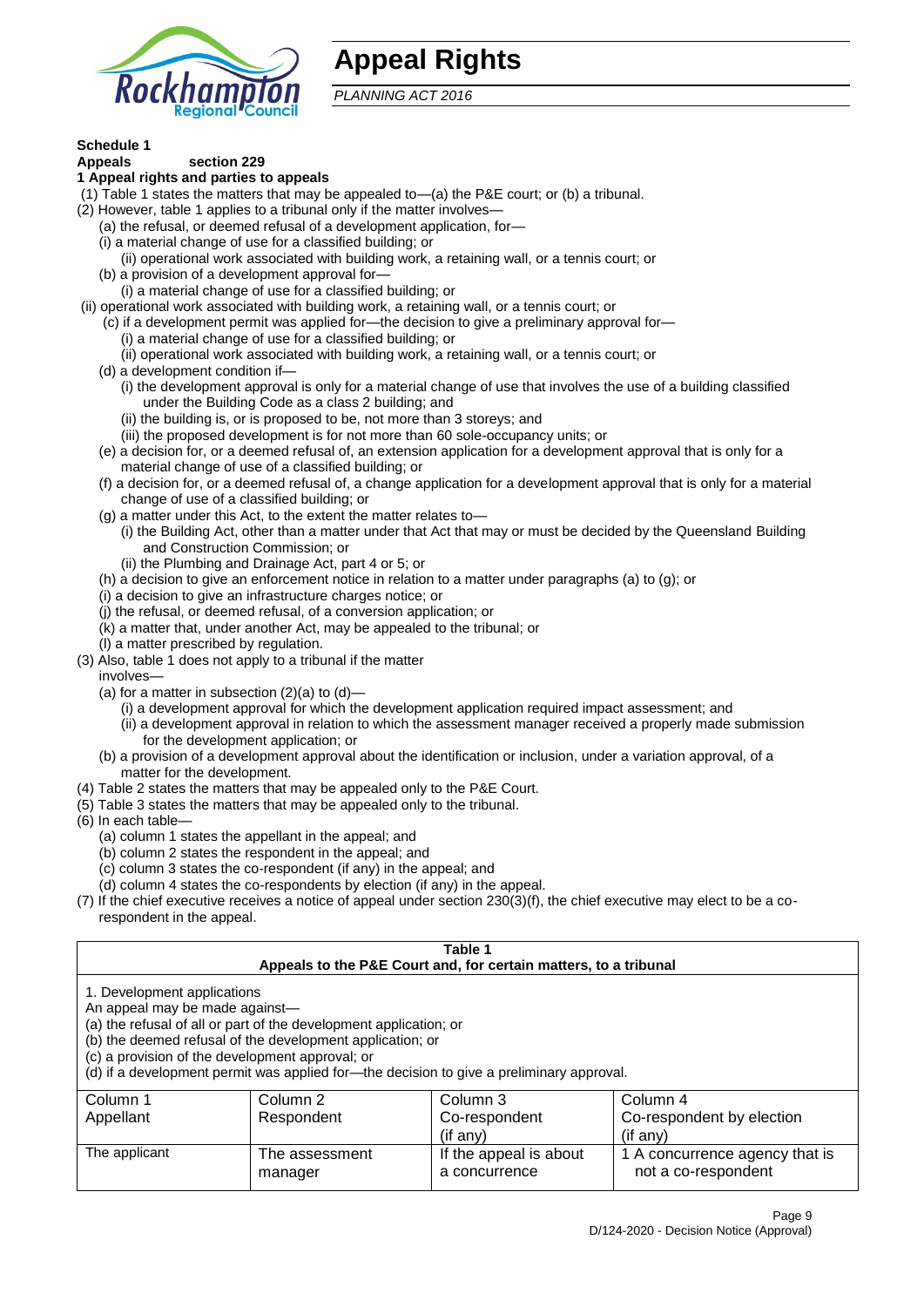# Appeal Rights

*PLANNING ACT 2016*

**Schedule 1**

**Appeals section 229**

**1 Appeal rights and parties to appeals**

(1) Table 1 states the matters that may be appealed to—(a) the P&E court; or (b) a tribunal.

(2) However, table 1 applies to a tribunal only if the matter involves—

(a) the refusal, or deemed refusal of a development application, for—

(i) a material change of use for a classified building; or

(ii) operational work associated with building work, a retaining wall, or a tennis court; or

(b) a provision of a development approval for—

(i) a material change of use for a classified building; or

(ii) operational work associated with building work, a retaining wall, or a tennis court; or

(c) if a development permit was applied for—the decision to give a preliminary approval for—

(i) a material change of use for a classified building; or

(ii) operational work associated with building work, a retaining wall, or a tennis court; or

(d) a development condition if—

(i) the development approval is only for a material change of use that involves the use of a building classified under the Building Code as a class 2 building; and

(ii) the building is, or is proposed to be, not more than 3 storeys; and

(iii) the proposed development is for not more than 60 sole-occupancy units; or

(e) a decision for, or a deemed refusal of, an extension application for a development approval that is only for a material change of use of a classified building; or

(f) a decision for, or a deemed refusal of, a change application for a development approval that is only for a material change of use of a classified building; or

(g) a matter under this Act, to the extent the matter relates to—

(i) the Building Act, other than a matter under that Act that may or must be decided by the Queensland Building and Construction Commission; or

(ii) the Plumbing and Drainage Act, part 4 or 5; or

(h) a decision to give an enforcement notice in relation to a matter under paragraphs (a) to (g); or

(i) a decision to give an infrastructure charges notice; or

(j) the refusal, or deemed refusal, of a conversion application; or

(k) a matter that, under another Act, may be appealed to the tribunal; or

(l) a matter prescribed by regulation.

(3) Also, table 1 does not apply to a tribunal if the matter involves—

(a) for a matter in subsection (2)(a) to (d)—

(i) a development approval for which the development application required impact assessment; and

(ii) a development approval in relation to which the assessment manager received a properly made submission for the development application; or

(b) a provision of a development approval about the identification or inclusion, under a variation approval, of a matter for the development.

(4) Table 2 states the matters that may be appealed only to the P&E Court.

(5) Table 3 states the matters that may be appealed only to the tribunal.

(6) In each table—

(a) column 1 states the appellant in the appeal; and

(b) column 2 states the respondent in the appeal; and

(c) column 3 states the co-respondent (if any) in the appeal; and

(d) column 4 states the co-respondents by election (if any) in the appeal.

(7) If the chief executive receives a notice of appeal under section 230(3)(f), the chief executive may elect to be a co-respondent in the appeal.

**Table 1**
**Appeals to the P&E Court and, for certain matters, to a tribunal**

1. Development applications

An appeal may be made against—

(a) the refusal of all or part of the development application; or

(b) the deemed refusal of the development application; or

(c) a provision of the development approval; or

(d) if a development permit was applied for—the decision to give a preliminary approval.

| Column 1 Appellant | Column 2 Respondent | Column 3 Co-respondent (if any) | Column 4 Co-respondent by election (if any) |
|---|---|---|---|
| The applicant | The assessment manager | If the appeal is about a concurrence | 1 A concurrence agency that is not a co-respondent |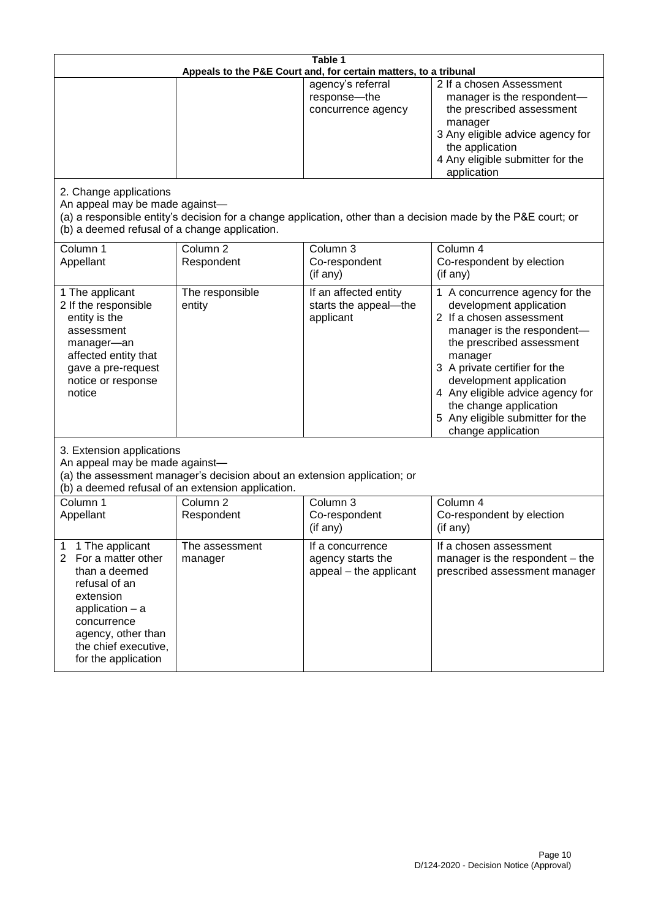**Table 1**
**Appeals to the P&E Court and, for certain matters, to a tribunal**

| | | | |
|---|---|---|---|
| | | agency's referral response—the concurrence agency | 2 If a chosen Assessment manager is the respondent—the prescribed assessment manager<br>3 Any eligible advice agency for the application<br>4 Any eligible submitter for the application |

2. Change applications

An appeal may be made against—
(a) a responsible entity's decision for a change application, other than a decision made by the P&E court; or
(b) a deemed refusal of a change application.

| Column 1<br>Appellant | Column 2<br>Respondent | Column 3<br>Co-respondent<br>(if any) | Column 4<br>Co-respondent by election<br>(if any) |
|---|---|---|---|
| 1 The applicant<br>2 If the responsible entity is the assessment manager—an affected entity that gave a pre-request notice or response notice | The responsible entity | If an affected entity starts the appeal—the applicant | 1 A concurrence agency for the development application<br>2 If a chosen assessment manager is the respondent—the prescribed assessment manager<br>3 A private certifier for the development application<br>4 Any eligible advice agency for the change application<br>5 Any eligible submitter for the change application |

3. Extension applications

An appeal may be made against—
(a) the assessment manager's decision about an extension application; or
(b) a deemed refusal of an extension application.

| Column 1<br>Appellant | Column 2<br>Respondent | Column 3<br>Co-respondent<br>(if any) | Column 4<br>Co-respondent by election<br>(if any) |
|---|---|---|---|
| 1 1 The applicant<br>2 For a matter other than a deemed refusal of an extension application – a concurrence agency, other than the chief executive, for the application | The assessment manager | If a concurrence agency starts the appeal – the applicant | If a chosen assessment manager is the respondent – the prescribed assessment manager |

D/124-2020 - Decision Notice (Approval)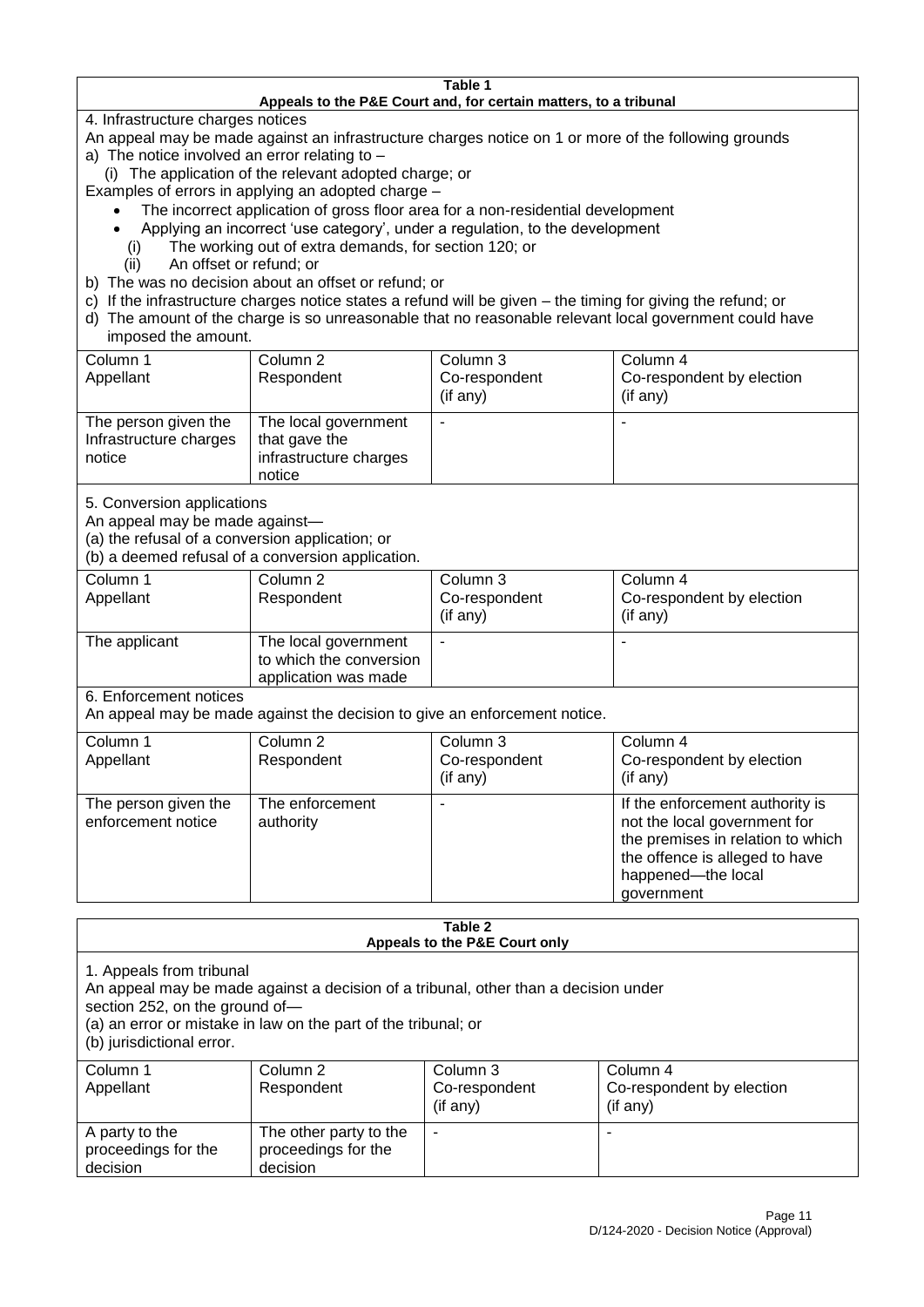**Table 1**
**Appeals to the P&E Court and, for certain matters, to a tribunal**

4. Infrastructure charges notices

An appeal may be made against an infrastructure charges notice on 1 or more of the following grounds

a) The notice involved an error relating to –

(i) The application of the relevant adopted charge; or

Examples of errors in applying an adopted charge –

- The incorrect application of gross floor area for a non-residential development
- Applying an incorrect 'use category', under a regulation, to the development

(i) The working out of extra demands, for section 120; or

(ii) An offset or refund; or

b) The was no decision about an offset or refund; or

c) If the infrastructure charges notice states a refund will be given – the timing for giving the refund; or

d) The amount of the charge is so unreasonable that no reasonable relevant local government could have imposed the amount.

| Column 1<br>Appellant | Column 2<br>Respondent | Column 3<br>Co-respondent<br>(if any) | Column 4<br>Co-respondent by election<br>(if any) |
|---|---|---|---|
| The person given the Infrastructure charges notice | The local government that gave the infrastructure charges notice | - | - |

5. Conversion applications

An appeal may be made against—

(a) the refusal of a conversion application; or

(b) a deemed refusal of a conversion application.

| Column 1<br>Appellant | Column 2<br>Respondent | Column 3<br>Co-respondent<br>(if any) | Column 4<br>Co-respondent by election<br>(if any) |
|---|---|---|---|
| The applicant | The local government to which the conversion application was made | - | - |

6. Enforcement notices

An appeal may be made against the decision to give an enforcement notice.

| Column 1<br>Appellant | Column 2<br>Respondent | Column 3<br>Co-respondent<br>(if any) | Column 4<br>Co-respondent by election<br>(if any) |
|---|---|---|---|
| The person given the enforcement notice | The enforcement authority | - | If the enforcement authority is not the local government for the premises in relation to which the offence is alleged to have happened—the local government |

**Table 2**
**Appeals to the P&E Court only**

1. Appeals from tribunal

An appeal may be made against a decision of a tribunal, other than a decision under section 252, on the ground of—

(a) an error or mistake in law on the part of the tribunal; or

(b) jurisdictional error.

| Column 1<br>Appellant | Column 2<br>Respondent | Column 3<br>Co-respondent<br>(if any) | Column 4<br>Co-respondent by election<br>(if any) |
|---|---|---|---|
| A party to the proceedings for the decision | The other party to the proceedings for the decision | - | - |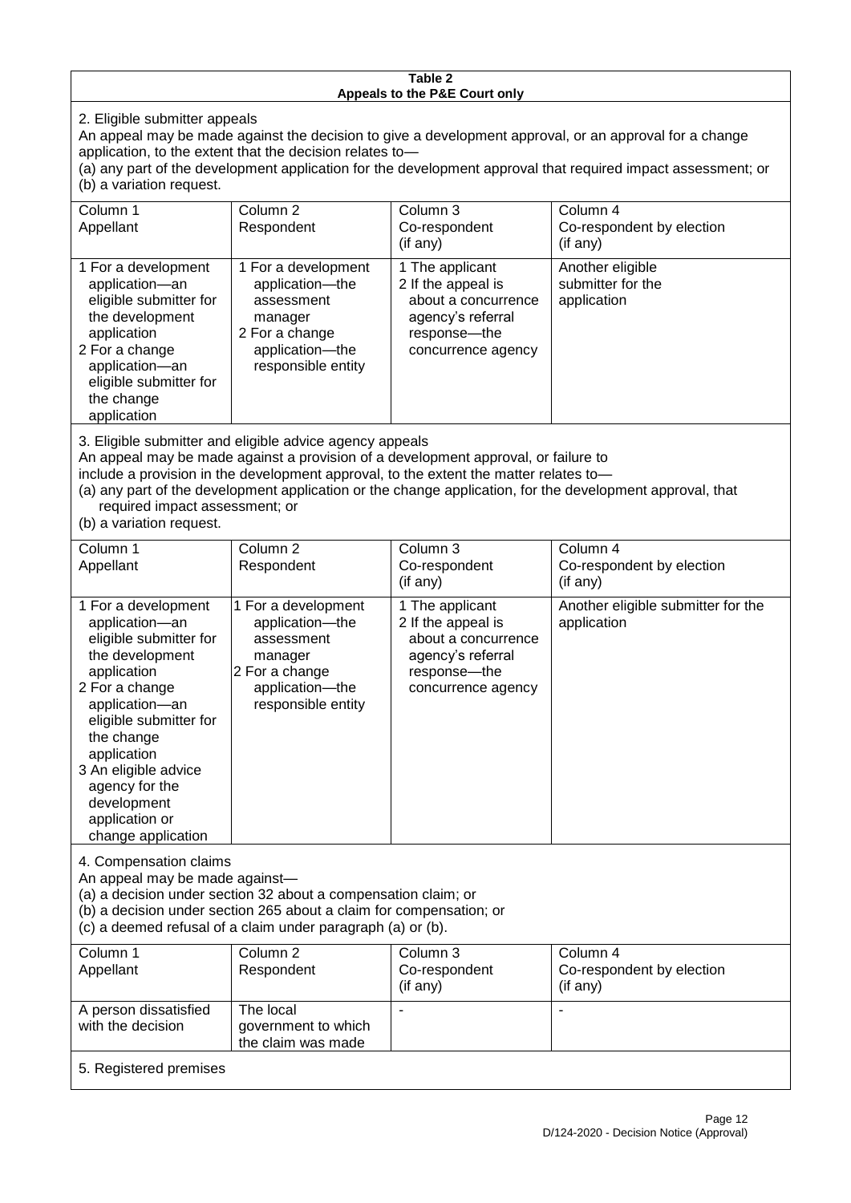**Table 2**
**Appeals to the P&E Court only**

2. Eligible submitter appeals

An appeal may be made against the decision to give a development approval, or an approval for a change application, to the extent that the decision relates to—
(a) any part of the development application for the development approval that required impact assessment; or
(b) a variation request.

| Column 1<br>Appellant | Column 2<br>Respondent | Column 3<br>Co-respondent<br>(if any) | Column 4<br>Co-respondent by election<br>(if any) |
|---|---|---|---|
| 1 For a development application—an eligible submitter for the development application<br>2 For a change application—an eligible submitter for the change application | 1 For a development application—the assessment manager<br>2 For a change application—the responsible entity | 1 The applicant<br>2 If the appeal is about a concurrence agency's referral response—the concurrence agency | Another eligible submitter for the application |

3. Eligible submitter and eligible advice agency appeals

An appeal may be made against a provision of a development approval, or failure to include a provision in the development approval, to the extent the matter relates to—
(a) any part of the development application or the change application, for the development approval, that required impact assessment; or
(b) a variation request.

| Column 1<br>Appellant | Column 2<br>Respondent | Column 3<br>Co-respondent<br>(if any) | Column 4<br>Co-respondent by election<br>(if any) |
|---|---|---|---|
| 1 For a development application—an eligible submitter for the development application<br>2 For a change application—an eligible submitter for the change application<br>3 An eligible advice agency for the development application or change application | 1 For a development application—the assessment manager<br>2 For a change application—the responsible entity | 1 The applicant<br>2 If the appeal is about a concurrence agency's referral response—the concurrence agency | Another eligible submitter for the application |

4. Compensation claims

An appeal may be made against—
(a) a decision under section 32 about a compensation claim; or
(b) a decision under section 265 about a claim for compensation; or
(c) a deemed refusal of a claim under paragraph (a) or (b).

| Column 1<br>Appellant | Column 2<br>Respondent | Column 3<br>Co-respondent<br>(if any) | Column 4<br>Co-respondent by election<br>(if any) |
|---|---|---|---|
| A person dissatisfied with the decision | The local government to which the claim was made | - | - |

5. Registered premises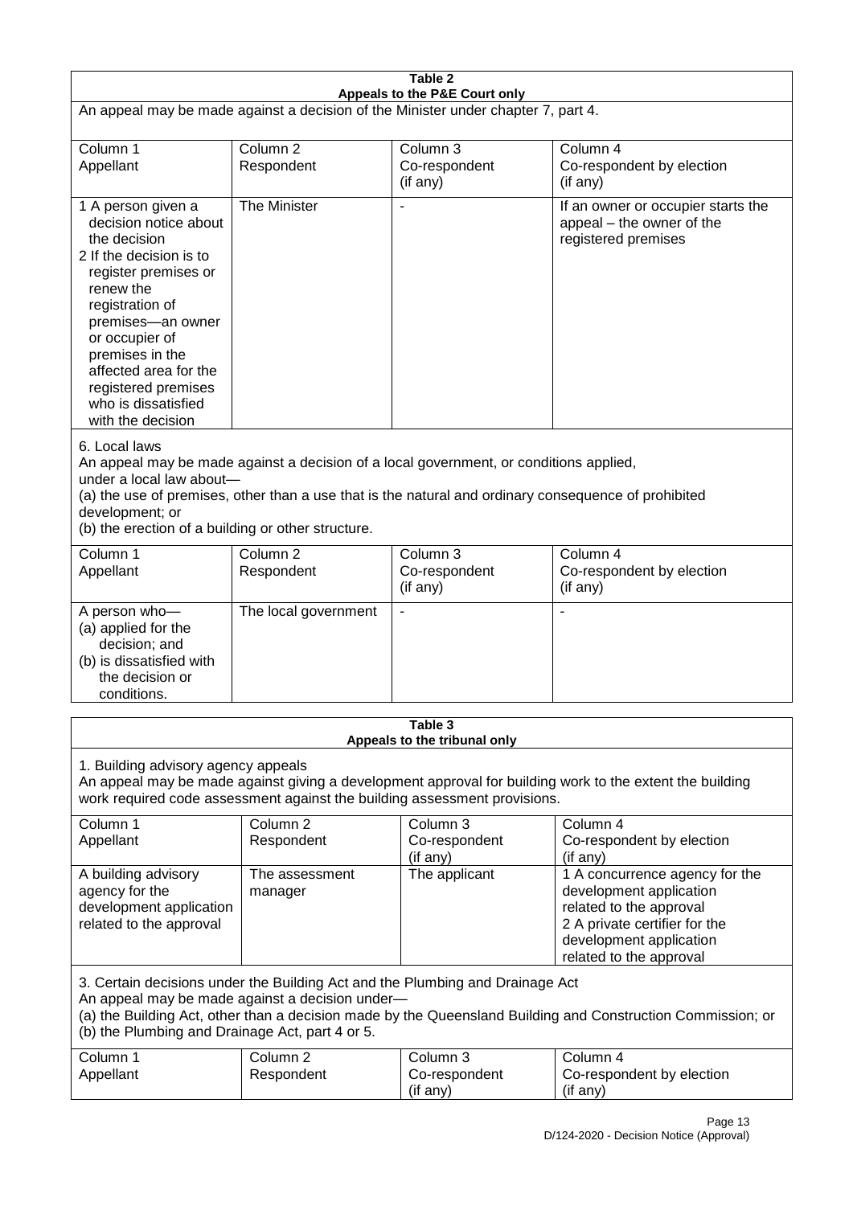**Table 2**
**Appeals to the P&E Court only**

An appeal may be made against a decision of the Minister under chapter 7, part 4.

| Column 1<br>Appellant | Column 2<br>Respondent | Column 3<br>Co-respondent<br>(if any) | Column 4<br>Co-respondent by election<br>(if any) |
|---|---|---|---|
| 1 A person given a decision notice about the decision<br>2 If the decision is to register premises or renew the registration of premises—an owner or occupier of premises in the affected area for the registered premises who is dissatisfied with the decision | The Minister | - | If an owner or occupier starts the appeal – the owner of the registered premises |

6. Local laws

An appeal may be made against a decision of a local government, or conditions applied, under a local law about—

(a) the use of premises, other than a use that is the natural and ordinary consequence of prohibited development; or

(b) the erection of a building or other structure.

| Column 1<br>Appellant | Column 2<br>Respondent | Column 3<br>Co-respondent<br>(if any) | Column 4<br>Co-respondent by election<br>(if any) |
|---|---|---|---|
| A person who—<br>(a) applied for the decision; and<br>(b) is dissatisfied with the decision or conditions. | The local government | - | - |

**Table 3**
**Appeals to the tribunal only**

1. Building advisory agency appeals

An appeal may be made against giving a development approval for building work to the extent the building work required code assessment against the building assessment provisions.

| Column 1<br>Appellant | Column 2<br>Respondent | Column 3<br>Co-respondent<br>(if any) | Column 4<br>Co-respondent by election<br>(if any) |
|---|---|---|---|
| A building advisory agency for the development application related to the approval | The assessment manager | The applicant | 1 A concurrence agency for the development application related to the approval<br>2 A private certifier for the development application related to the approval |

3. Certain decisions under the Building Act and the Plumbing and Drainage Act

An appeal may be made against a decision under—

(a) the Building Act, other than a decision made by the Queensland Building and Construction Commission; or

(b) the Plumbing and Drainage Act, part 4 or 5.

| Column 1<br>Appellant | Column 2<br>Respondent | Column 3<br>Co-respondent<br>(if any) | Column 4<br>Co-respondent by election<br>(if any) |
|---|---|---|---|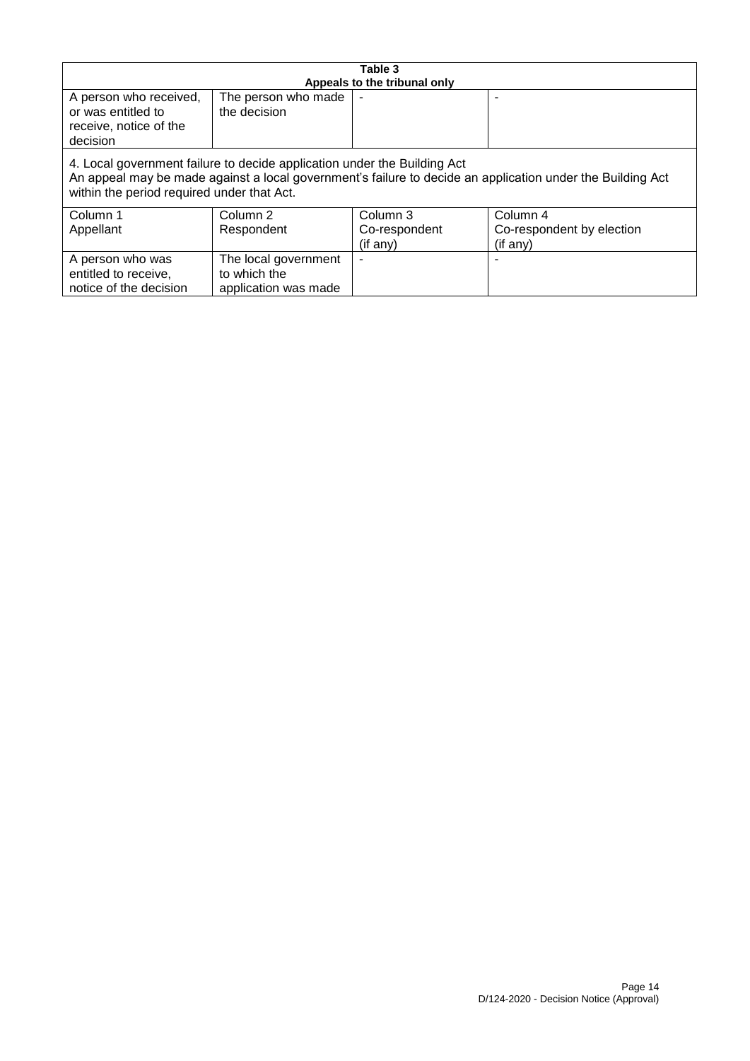**Table 3**
**Appeals to the tribunal only**

| | | | |
|---|---|---|---|
| A person who received, or was entitled to receive, notice of the decision | The person who made the decision | - | - |

4. Local government failure to decide application under the Building Act
An appeal may be made against a local government's failure to decide an application under the Building Act within the period required under that Act.

| Column 1<br>Appellant | Column 2<br>Respondent | Column 3<br>Co-respondent (if any) | Column 4<br>Co-respondent by election (if any) |
|---|---|---|---|
| A person who was entitled to receive, notice of the decision | The local government to which the application was made | - | - |